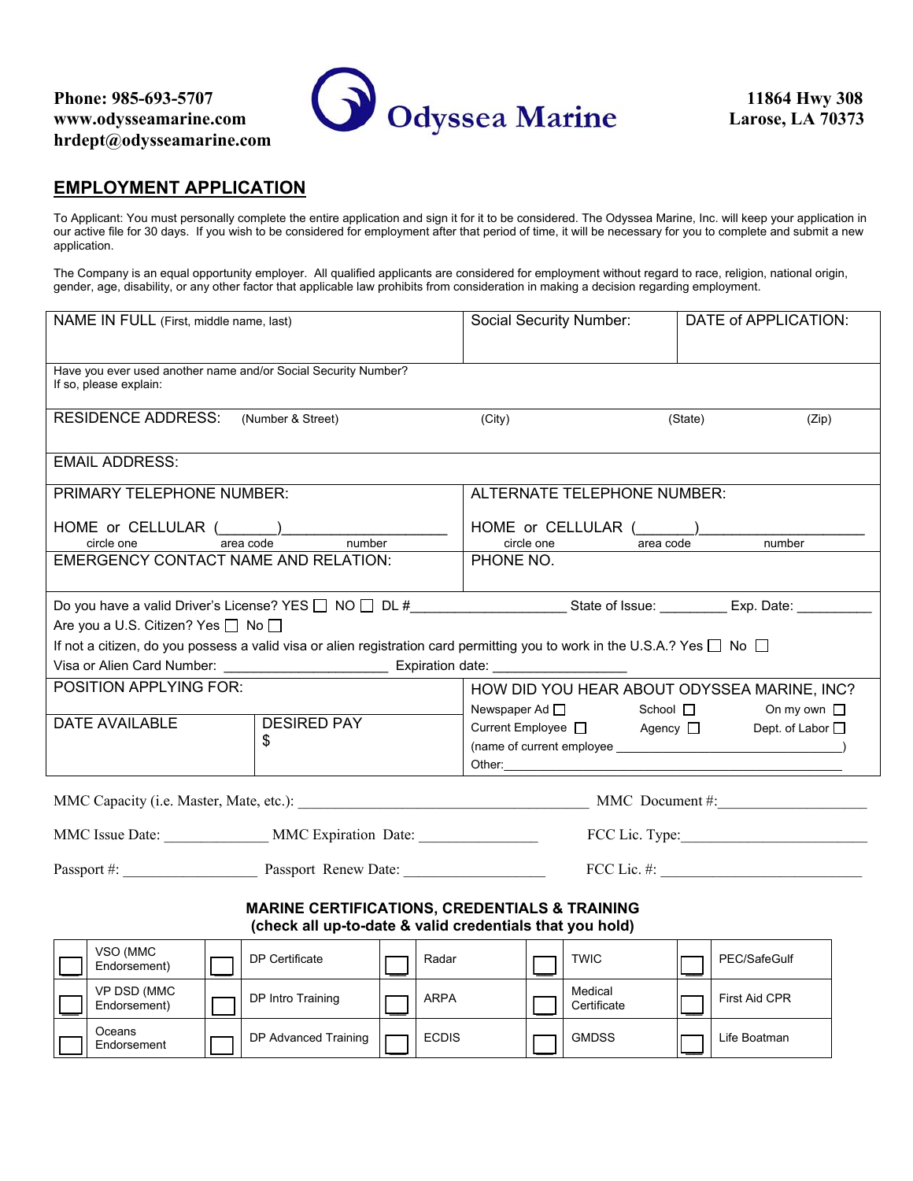Phone: 985-693-5707
www.odysseamarine.com
hrdept@odysseamarine.com

**Odyssea Marine**

11864 Hwy 308
Larose, LA 70373

## EMPLOYMENT APPLICATION

To Applicant: You must personally complete the entire application and sign it for it to be considered. The Odyssea Marine, Inc. will keep your application in our active file for 30 days. If you wish to be considered for employment after that period of time, it will be necessary for you to complete and submit a new application.

The Company is an equal opportunity employer. All qualified applicants are considered for employment without regard to race, religion, national origin, gender, age, disability, or any other factor that applicable law prohibits from consideration in making a decision regarding employment.

| NAME IN FULL (First, middle name, last) | Social Security Number: | DATE of APPLICATION: |
|---|---|---|
| Have you ever used another name and/or Social Security Number? If so, please explain: | | |
| RESIDENCE ADDRESS: (Number & Street) (City) (State) (Zip) | | |
| EMAIL ADDRESS: | | |
| PRIMARY TELEPHONE NUMBER: HOME or CELLULAR (_______)___________________ (circle one, area code, number) | ALTERNATE TELEPHONE NUMBER: HOME or CELLULAR (_______)___________________ (circle one, area code, number) | |
| EMERGENCY CONTACT NAME AND RELATION: | PHONE NO. | |

Do you have a valid Driver's License? YES ☐ NO ☐ DL #____________________ State of Issue: _________ Exp. Date: __________

Are you a U.S. Citizen? Yes ☐ No ☐

If not a citizen, do you possess a valid visa or alien registration card permitting you to work in the U.S.A.? Yes ☐ No ☐

Visa or Alien Card Number: _____________________ Expiration date: __________________

| POSITION APPLYING FOR: | | HOW DID YOU HEAR ABOUT ODYSSEA MARINE, INC? |
|---|---|---|
| DATE AVAILABLE | DESIRED PAY $ | Newspaper Ad ☐ School ☐ On my own ☐ Current Employee ☐ Agency ☐ Dept. of Labor ☐ (name of current employee ______________________________) Other:________________________________ |

MMC Capacity (i.e. Master, Mate, etc.): ________________________________________ MMC Document #:____________________

MMC Issue Date: ______________ MMC Expiration Date: ________________ FCC Lic. Type:_________________________

Passport #: __________________ Passport Renew Date: ___________________ FCC Lic. #: ____________________________

### MARINE CERTIFICATIONS, CREDENTIALS & TRAINING
**(check all up-to-date & valid credentials that you hold)**

| | | | | | | | | | |
|---|---|---|---|---|---|---|---|---|---|
| ☐ | VSO (MMC Endorsement) | ☐ | DP Certificate | ☐ | Radar | ☐ | TWIC | ☐ | PEC/SafeGulf |
| ☐ | VP DSD (MMC Endorsement) | ☐ | DP Intro Training | ☐ | ARPA | ☐ | Medical Certificate | ☐ | First Aid CPR |
| ☐ | Oceans Endorsement | ☐ | DP Advanced Training | ☐ | ECDIS | ☐ | GMDSS | ☐ | Life Boatman |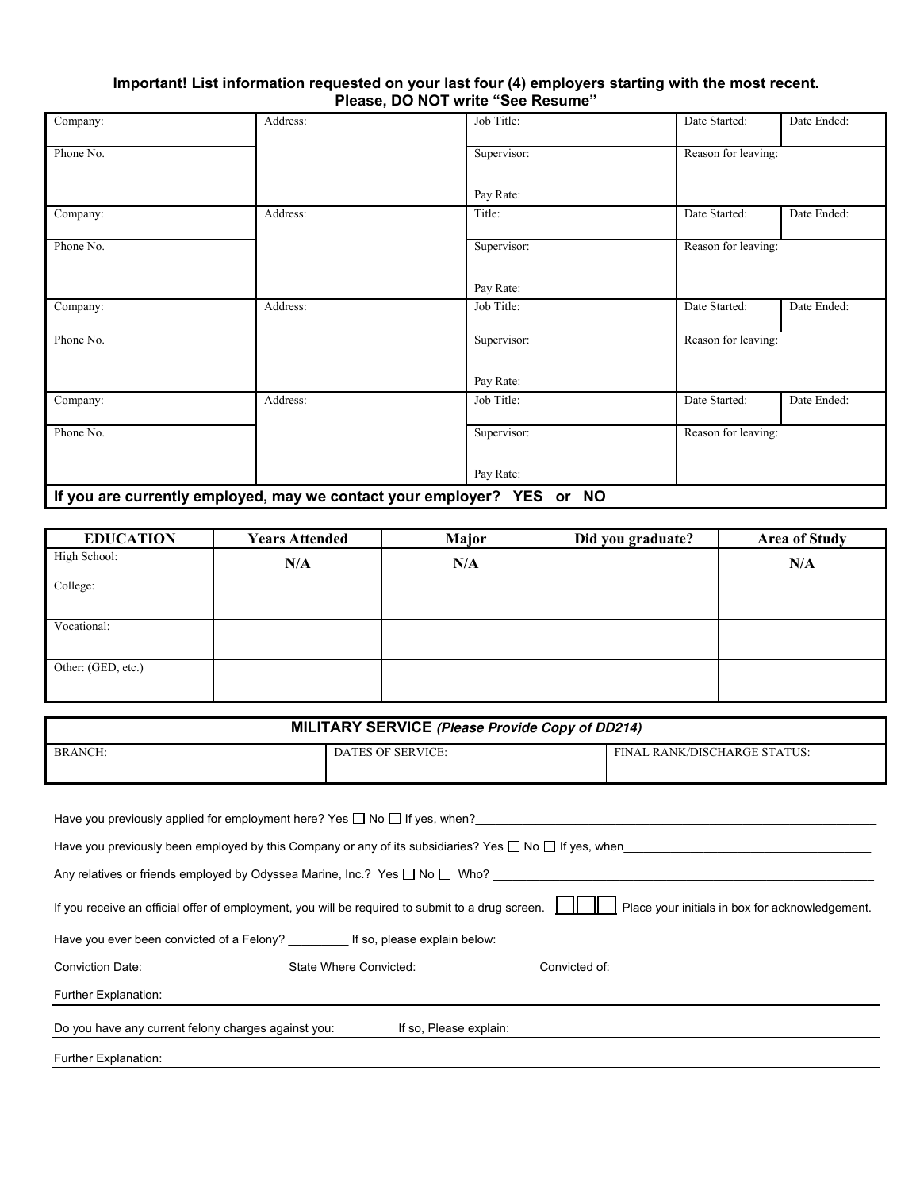**Important! List information requested on your last four (4) employers starting with the most recent.**
**Please, DO NOT write "See Resume"**

| Company: | Address: | Job Title: | Date Started: | Date Ended: |
|---|---|---|---|---|
| Phone No. | | Supervisor: Pay Rate: | Reason for leaving: | |
| Company: | Address: | Title: | Date Started: | Date Ended: |
| Phone No. | | Supervisor: Pay Rate: | Reason for leaving: | |
| Company: | Address: | Job Title: | Date Started: | Date Ended: |
| Phone No. | | Supervisor: Pay Rate: | Reason for leaving: | |
| Company: | Address: | Job Title: | Date Started: | Date Ended: |
| Phone No. | | Supervisor: Pay Rate: | Reason for leaving: | |

**If you are currently employed, may we contact your employer? YES or NO**

| EDUCATION | Years Attended | Major | Did you graduate? | Area of Study |
|---|---|---|---|---|
| High School: | N/A | N/A | | N/A |
| College: | | | | |
| Vocational: | | | | |
| Other: (GED, etc.) | | | | |

| MILITARY SERVICE *(Please Provide Copy of DD214)* | | |
|---|---|---|
| BRANCH: | DATES OF SERVICE: | FINAL RANK/DISCHARGE STATUS: |

Have you previously applied for employment here? Yes ☐ No ☐ If yes, when?\_\_\_\_\_\_\_\_\_\_\_\_\_\_\_\_\_\_\_\_\_\_\_\_\_\_\_\_\_\_

Have you previously been employed by this Company or any of its subsidiaries? Yes ☐ No ☐ If yes, when\_\_\_\_\_\_\_\_\_\_\_\_\_\_\_\_\_\_\_\_\_\_\_\_\_\_\_\_\_\_

Any relatives or friends employed by Odyssea Marine, Inc.? Yes ☐ No ☐ Who? \_\_\_\_\_\_\_\_\_\_\_\_\_\_\_\_\_\_\_\_\_\_\_\_\_\_\_\_\_\_

If you receive an official offer of employment, you will be required to submit to a drug screen. ☐☐☐ Place your initials in box for acknowledgement.

Have you ever been convicted of a Felony? \_\_\_\_\_\_\_\_\_ If so, please explain below:

Conviction Date: \_\_\_\_\_\_\_\_\_\_\_\_\_\_\_\_\_\_\_\_ State Where Convicted: \_\_\_\_\_\_\_\_\_\_\_\_\_\_\_\_\_Convicted of: \_\_\_\_\_\_\_\_\_\_\_\_\_\_\_\_\_\_\_\_\_\_\_\_\_\_\_\_\_\_

Further Explanation:

Do you have any current felony charges against you: If so, Please explain:

Further Explanation: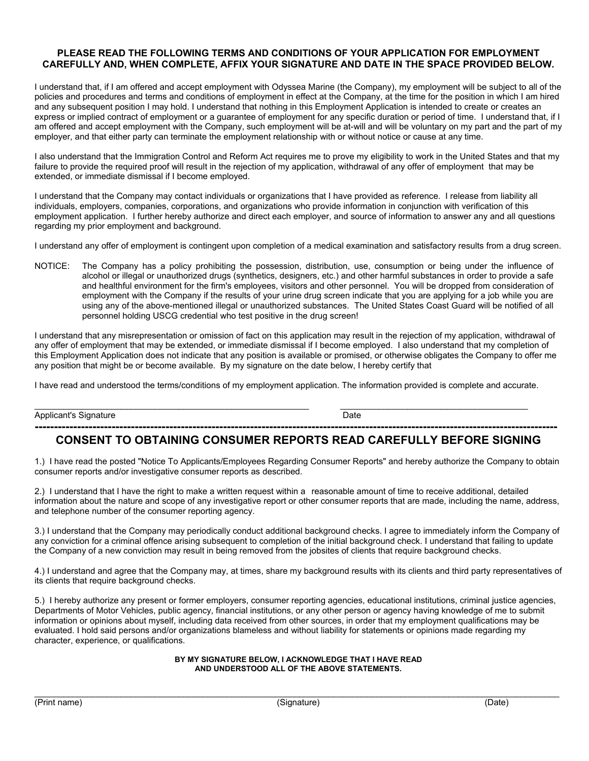**PLEASE READ THE FOLLOWING TERMS AND CONDITIONS OF YOUR APPLICATION FOR EMPLOYMENT CAREFULLY AND, WHEN COMPLETE, AFFIX YOUR SIGNATURE AND DATE IN THE SPACE PROVIDED BELOW.**

I understand that, if I am offered and accept employment with Odyssea Marine (the Company), my employment will be subject to all of the policies and procedures and terms and conditions of employment in effect at the Company, at the time for the position in which I am hired and any subsequent position I may hold. I understand that nothing in this Employment Application is intended to create or creates an express or implied contract of employment or a guarantee of employment for any specific duration or period of time. I understand that, if I am offered and accept employment with the Company, such employment will be at-will and will be voluntary on my part and the part of my employer, and that either party can terminate the employment relationship with or without notice or cause at any time.

I also understand that the Immigration Control and Reform Act requires me to prove my eligibility to work in the United States and that my failure to provide the required proof will result in the rejection of my application, withdrawal of any offer of employment that may be extended, or immediate dismissal if I become employed.

I understand that the Company may contact individuals or organizations that I have provided as reference. I release from liability all individuals, employers, companies, corporations, and organizations who provide information in conjunction with verification of this employment application. I further hereby authorize and direct each employer, and source of information to answer any and all questions regarding my prior employment and background.

I understand any offer of employment is contingent upon completion of a medical examination and satisfactory results from a drug screen.

NOTICE: The Company has a policy prohibiting the possession, distribution, use, consumption or being under the influence of alcohol or illegal or unauthorized drugs (synthetics, designers, etc.) and other harmful substances in order to provide a safe and healthful environment for the firm's employees, visitors and other personnel. You will be dropped from consideration of employment with the Company if the results of your urine drug screen indicate that you are applying for a job while you are using any of the above-mentioned illegal or unauthorized substances. The United States Coast Guard will be notified of all personnel holding USCG credential who test positive in the drug screen!

I understand that any misrepresentation or omission of fact on this application may result in the rejection of my application, withdrawal of any offer of employment that may be extended, or immediate dismissal if I become employed. I also understand that my completion of this Employment Application does not indicate that any position is available or promised, or otherwise obligates the Company to offer me any position that might be or become available. By my signature on the date below, I hereby certify that

I have read and understood the terms/conditions of my employment application. The information provided is complete and accurate.

\_\_\_\_\_\_\_\_\_\_\_\_\_\_\_\_\_\_\_\_\_\_\_\_\_\_\_\_\_\_\_\_\_\_\_\_\_\_\_\_ \_\_\_\_\_\_\_\_\_\_\_\_\_\_\_\_\_\_\_\_\_\_\_\_\_\_\_\_\_\_

Applicant's Signature Date

---

## CONSENT TO OBTAINING CONSUMER REPORTS READ CAREFULLY BEFORE SIGNING

1.) I have read the posted "Notice To Applicants/Employees Regarding Consumer Reports" and hereby authorize the Company to obtain consumer reports and/or investigative consumer reports as described.

2.) I understand that I have the right to make a written request within a reasonable amount of time to receive additional, detailed information about the nature and scope of any investigative report or other consumer reports that are made, including the name, address, and telephone number of the consumer reporting agency.

3.) I understand that the Company may periodically conduct additional background checks. I agree to immediately inform the Company of any conviction for a criminal offence arising subsequent to completion of the initial background check. I understand that failing to update the Company of a new conviction may result in being removed from the jobsites of clients that require background checks.

4.) I understand and agree that the Company may, at times, share my background results with its clients and third party representatives of its clients that require background checks.

5.) I hereby authorize any present or former employers, consumer reporting agencies, educational institutions, criminal justice agencies, Departments of Motor Vehicles, public agency, financial institutions, or any other person or agency having knowledge of me to submit information or opinions about myself, including data received from other sources, in order that my employment qualifications may be evaluated. I hold said persons and/or organizations blameless and without liability for statements or opinions made regarding my character, experience, or qualifications.

**BY MY SIGNATURE BELOW, I ACKNOWLEDGE THAT I HAVE READ AND UNDERSTOOD ALL OF THE ABOVE STATEMENTS.**

\_\_\_\_\_\_\_\_\_\_\_\_\_\_\_\_\_\_\_\_\_\_\_\_\_\_\_\_\_\_\_\_\_\_\_\_\_\_\_\_\_\_\_\_\_\_\_\_\_\_\_\_\_\_\_\_\_\_\_\_\_\_\_\_\_\_\_\_\_\_

(Print name) (Signature) (Date)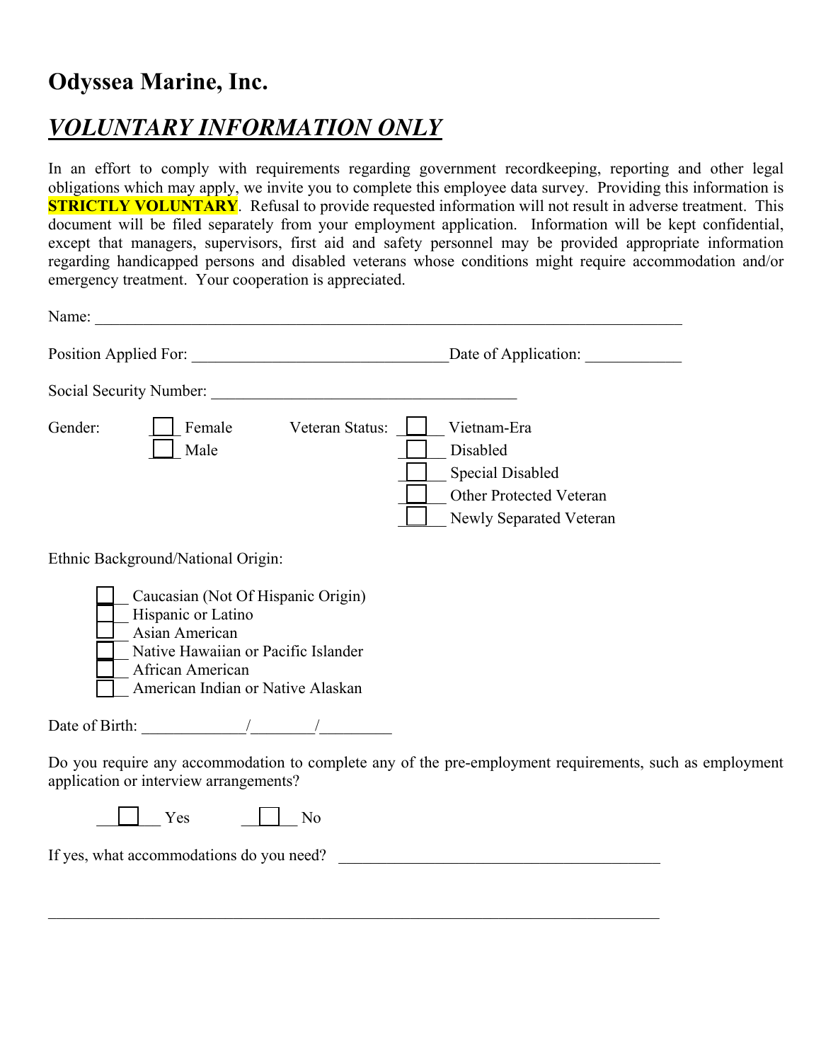# Odyssea Marine, Inc.

## ***VOLUNTARY INFORMATION ONLY***

In an effort to comply with requirements regarding government recordkeeping, reporting and other legal obligations which may apply, we invite you to complete this employee data survey. Providing this information is **STRICTLY VOLUNTARY**. Refusal to provide requested information will not result in adverse treatment. This document will be filed separately from your employment application. Information will be kept confidential, except that managers, supervisors, first aid and safety personnel may be provided appropriate information regarding handicapped persons and disabled veterans whose conditions might require accommodation and/or emergency treatment. Your cooperation is appreciated.

Name: ______________________________________________________________________________

Position Applied For: _________________________________Date of Application: ____________

Social Security Number: _______________________________________

Gender:
- ☐ Female
- ☐ Male

Veteran Status:
- ☐ Vietnam-Era
- ☐ Disabled
- ☐ Special Disabled
- ☐ Other Protected Veteran
- ☐ Newly Separated Veteran

Ethnic Background/National Origin:

- ☐ Caucasian (Not Of Hispanic Origin)
- ☐ Hispanic or Latino
- ☐ Asian American
- ☐ Native Hawaiian or Pacific Islander
- ☐ African American
- ☐ American Indian or Native Alaskan

Date of Birth: _____________/________/_________

Do you require any accommodation to complete any of the pre-employment requirements, such as employment application or interview arrangements?

☐ Yes ☐ No

If yes, what accommodations do you need? __________________________________________

______________________________________________________________________________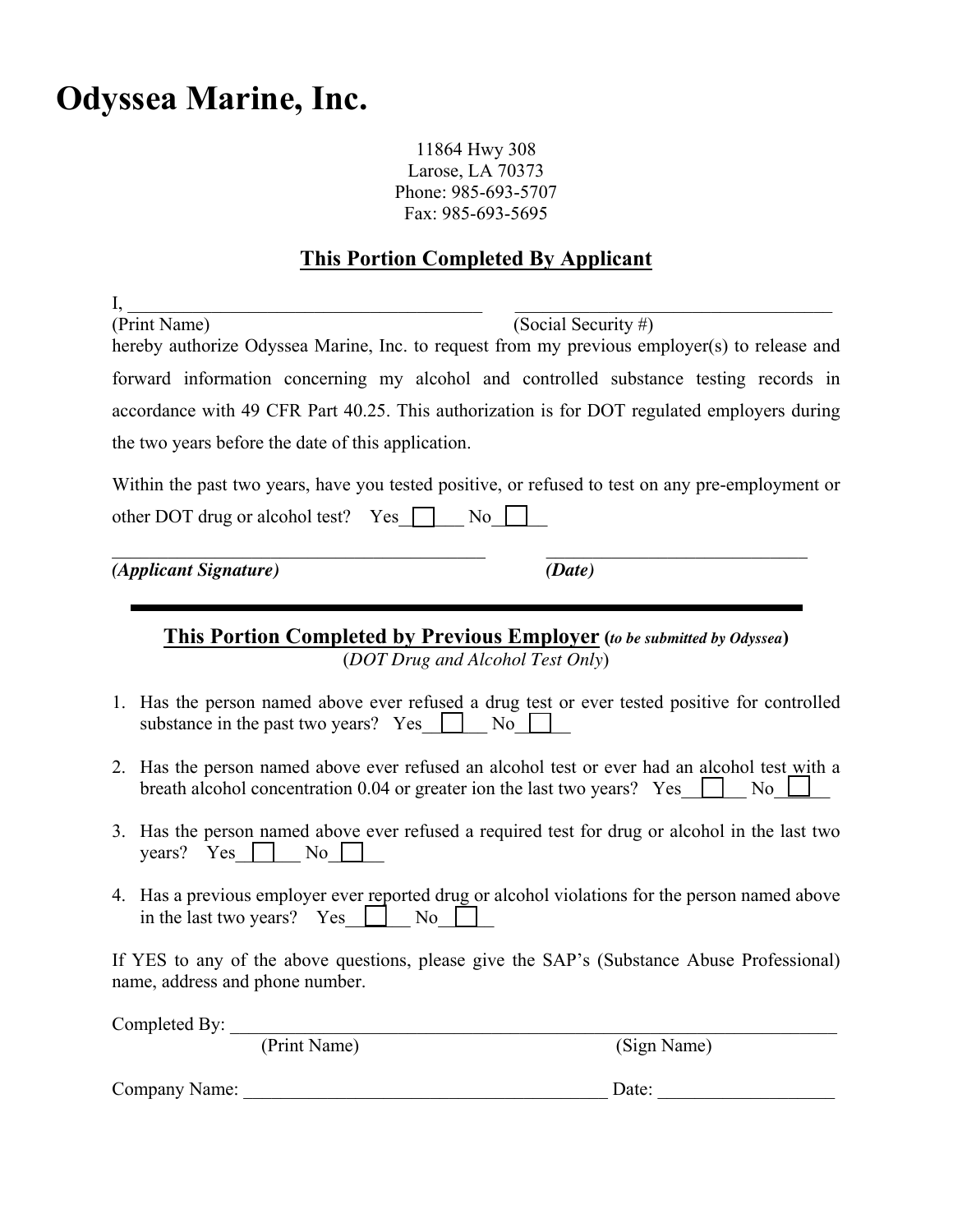# Odyssea Marine, Inc.

11864 Hwy 308
Larose, LA 70373
Phone: 985-693-5707
Fax: 985-693-5695

## This Portion Completed By Applicant

I, \_\_\_\_\_\_\_\_\_\_\_\_\_\_\_\_\_\_\_\_\_\_\_\_\_\_\_\_\_\_\_\_\_\_\_\_\_\_\_\_ \_\_\_\_\_\_\_\_\_\_\_\_\_\_\_\_\_\_\_\_\_\_\_\_\_\_\_\_\_\_\_\_\_\_\_\_\_\_\_\_
(Print Name) (Social Security #)

hereby authorize Odyssea Marine, Inc. to request from my previous employer(s) to release and forward information concerning my alcohol and controlled substance testing records in accordance with 49 CFR Part 40.25. This authorization is for DOT regulated employers during the two years before the date of this application.

Within the past two years, have you tested positive, or refused to test on any pre-employment or other DOT drug or alcohol test? Yes ☐ No ☐

\_\_\_\_\_\_\_\_\_\_\_\_\_\_\_\_\_\_\_\_\_\_\_\_\_\_\_\_\_\_\_\_\_\_\_\_\_\_\_\_ \_\_\_\_\_\_\_\_\_\_\_\_\_\_\_\_\_\_\_\_\_\_\_\_\_\_\_\_\_\_
***(Applicant Signature)*** ***(Date)***

---

## This Portion Completed by Previous Employer (*to be submitted by Odyssea*)

(*DOT Drug and Alcohol Test Only*)

1. Has the person named above ever refused a drug test or ever tested positive for controlled substance in the past two years? Yes ☐ No ☐
2. Has the person named above ever refused an alcohol test or ever had an alcohol test with a breath alcohol concentration 0.04 or greater ion the last two years? Yes ☐ No ☐
3. Has the person named above ever refused a required test for drug or alcohol in the last two years? Yes ☐ No ☐
4. Has a previous employer ever reported drug or alcohol violations for the person named above in the last two years? Yes ☐ No ☐

If YES to any of the above questions, please give the SAP's (Substance Abuse Professional) name, address and phone number.

Completed By: \_\_\_\_\_\_\_\_\_\_\_\_\_\_\_\_\_\_\_\_\_\_\_\_\_\_\_\_\_\_\_\_\_\_\_\_\_\_\_\_\_\_\_\_\_\_\_\_\_\_\_\_\_\_\_\_\_\_\_\_
(Print Name) (Sign Name)

Company Name: \_\_\_\_\_\_\_\_\_\_\_\_\_\_\_\_\_\_\_\_\_\_\_\_\_\_\_\_\_\_\_\_\_\_\_\_\_\_\_\_ Date: \_\_\_\_\_\_\_\_\_\_\_\_\_\_\_\_\_\_\_